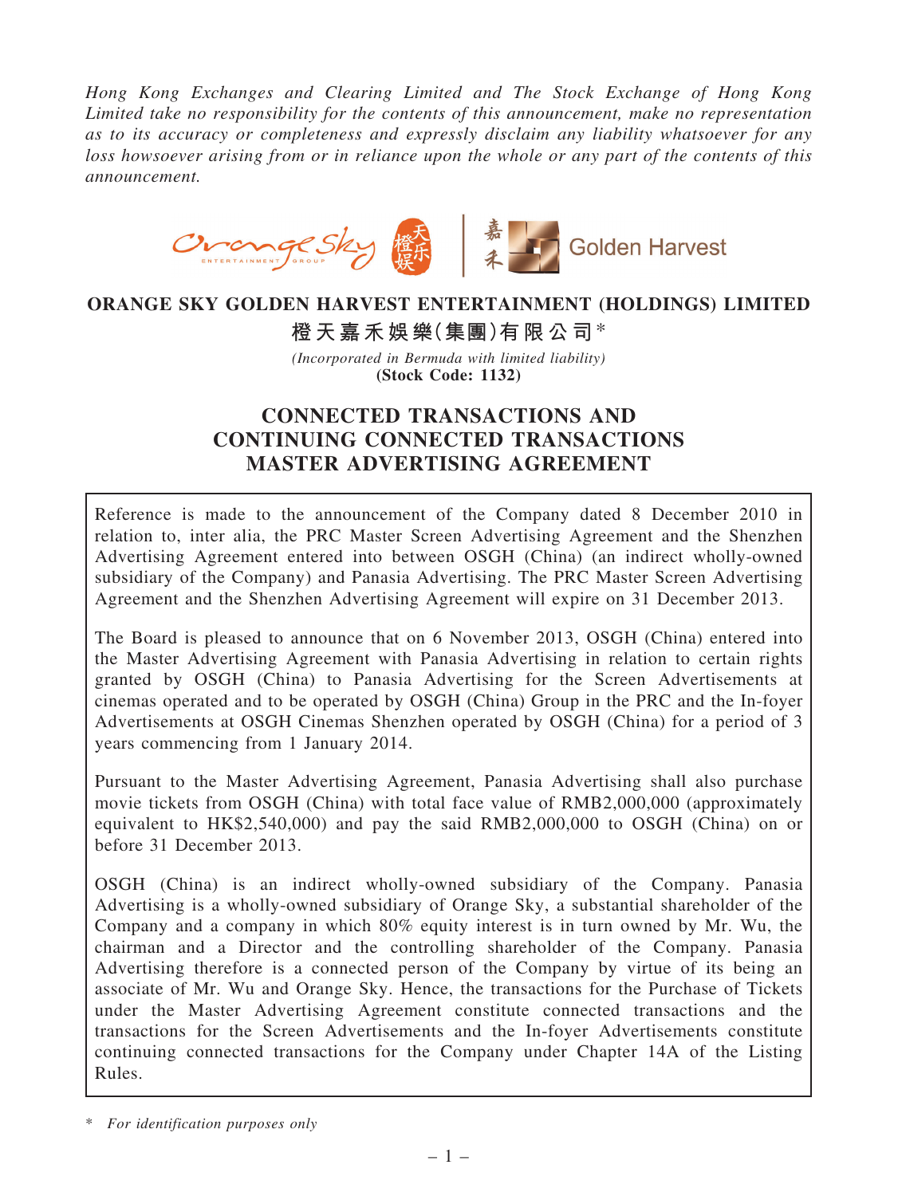*Hong Kong Exchanges and Clearing Limited and The Stock Exchange of Hong Kong Limited take no responsibility for the contents of this announcement, make no representation as to its accuracy or completeness and expressly disclaim any liability whatsoever for any loss howsoever arising from or in reliance upon the whole or any part of the contents of this announcement.*

**ORANGE SKY GOLDEN HARVEST ENTERTAINMENT (HOLDINGS) LIMITED**

**橙天嘉禾娛樂(集團)有限公司***

*(Incorporated in Bermuda with limited liability)*

**(Stock Code: 1132)**

# CONNECTED TRANSACTIONS AND CONTINUING CONNECTED TRANSACTIONS MASTER ADVERTISING AGREEMENT

Reference is made to the announcement of the Company dated 8 December 2010 in relation to, inter alia, the PRC Master Screen Advertising Agreement and the Shenzhen Advertising Agreement entered into between OSGH (China) (an indirect wholly-owned subsidiary of the Company) and Panasia Advertising. The PRC Master Screen Advertising Agreement and the Shenzhen Advertising Agreement will expire on 31 December 2013.

The Board is pleased to announce that on 6 November 2013, OSGH (China) entered into the Master Advertising Agreement with Panasia Advertising in relation to certain rights granted by OSGH (China) to Panasia Advertising for the Screen Advertisements at cinemas operated and to be operated by OSGH (China) Group in the PRC and the In-foyer Advertisements at OSGH Cinemas Shenzhen operated by OSGH (China) for a period of 3 years commencing from 1 January 2014.

Pursuant to the Master Advertising Agreement, Panasia Advertising shall also purchase movie tickets from OSGH (China) with total face value of RMB2,000,000 (approximately equivalent to HK$2,540,000) and pay the said RMB2,000,000 to OSGH (China) on or before 31 December 2013.

OSGH (China) is an indirect wholly-owned subsidiary of the Company. Panasia Advertising is a wholly-owned subsidiary of Orange Sky, a substantial shareholder of the Company and a company in which 80% equity interest is in turn owned by Mr. Wu, the chairman and a Director and the controlling shareholder of the Company. Panasia Advertising therefore is a connected person of the Company by virtue of its being an associate of Mr. Wu and Orange Sky. Hence, the transactions for the Purchase of Tickets under the Master Advertising Agreement constitute connected transactions and the transactions for the Screen Advertisements and the In-foyer Advertisements constitute continuing connected transactions for the Company under Chapter 14A of the Listing Rules.

\* *For identification purposes only*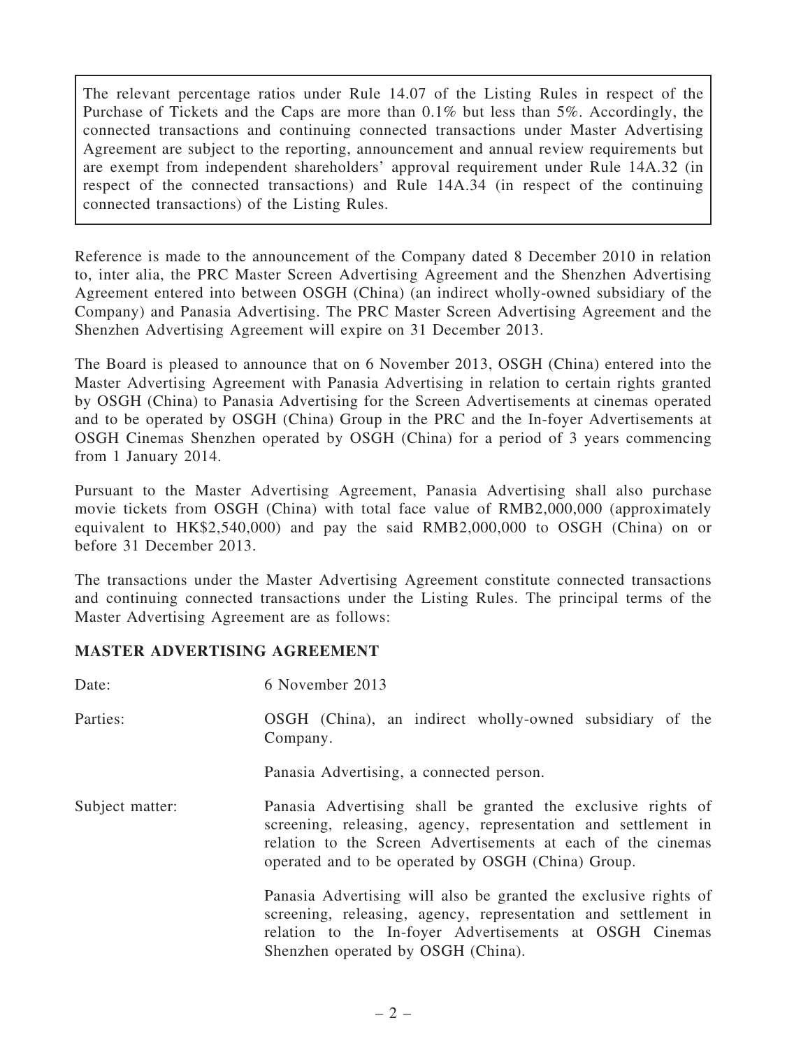> The relevant percentage ratios under Rule 14.07 of the Listing Rules in respect of the Purchase of Tickets and the Caps are more than 0.1% but less than 5%. Accordingly, the connected transactions and continuing connected transactions under Master Advertising Agreement are subject to the reporting, announcement and annual review requirements but are exempt from independent shareholders' approval requirement under Rule 14A.32 (in respect of the connected transactions) and Rule 14A.34 (in respect of the continuing connected transactions) of the Listing Rules.

Reference is made to the announcement of the Company dated 8 December 2010 in relation to, inter alia, the PRC Master Screen Advertising Agreement and the Shenzhen Advertising Agreement entered into between OSGH (China) (an indirect wholly-owned subsidiary of the Company) and Panasia Advertising. The PRC Master Screen Advertising Agreement and the Shenzhen Advertising Agreement will expire on 31 December 2013.

The Board is pleased to announce that on 6 November 2013, OSGH (China) entered into the Master Advertising Agreement with Panasia Advertising in relation to certain rights granted by OSGH (China) to Panasia Advertising for the Screen Advertisements at cinemas operated and to be operated by OSGH (China) Group in the PRC and the In-foyer Advertisements at OSGH Cinemas Shenzhen operated by OSGH (China) for a period of 3 years commencing from 1 January 2014.

Pursuant to the Master Advertising Agreement, Panasia Advertising shall also purchase movie tickets from OSGH (China) with total face value of RMB2,000,000 (approximately equivalent to HK$2,540,000) and pay the said RMB2,000,000 to OSGH (China) on or before 31 December 2013.

The transactions under the Master Advertising Agreement constitute connected transactions and continuing connected transactions under the Listing Rules. The principal terms of the Master Advertising Agreement are as follows:

## MASTER ADVERTISING AGREEMENT

Date: 6 November 2013

Parties: OSGH (China), an indirect wholly-owned subsidiary of the Company.

Panasia Advertising, a connected person.

Subject matter: Panasia Advertising shall be granted the exclusive rights of screening, releasing, agency, representation and settlement in relation to the Screen Advertisements at each of the cinemas operated and to be operated by OSGH (China) Group.

Panasia Advertising will also be granted the exclusive rights of screening, releasing, agency, representation and settlement in relation to the In-foyer Advertisements at OSGH Cinemas Shenzhen operated by OSGH (China).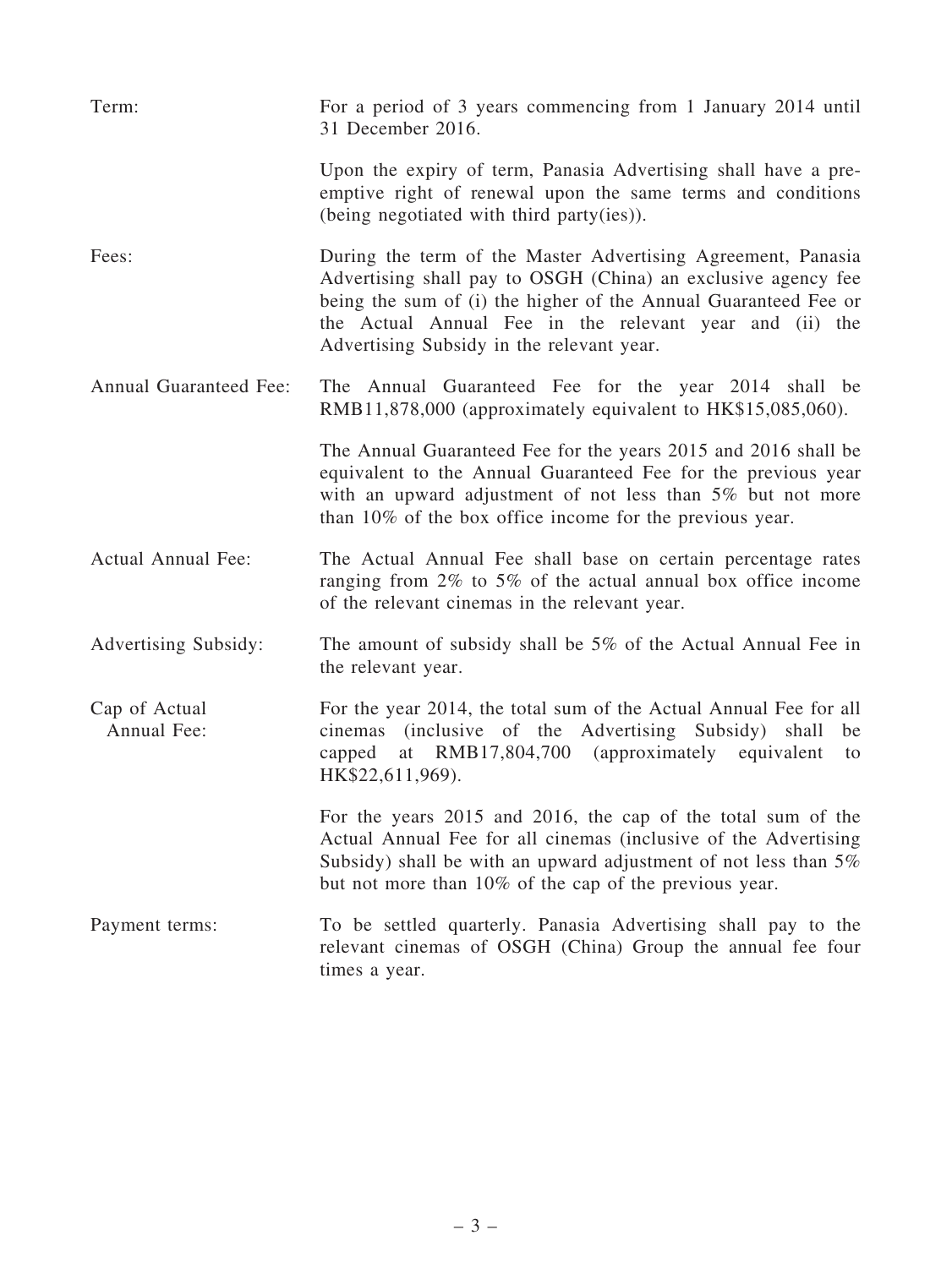| | |
|---|---|
| Term: | For a period of 3 years commencing from 1 January 2014 until 31 December 2016. |
| | Upon the expiry of term, Panasia Advertising shall have a pre-emptive right of renewal upon the same terms and conditions (being negotiated with third party(ies)). |
| Fees: | During the term of the Master Advertising Agreement, Panasia Advertising shall pay to OSGH (China) an exclusive agency fee being the sum of (i) the higher of the Annual Guaranteed Fee or the Actual Annual Fee in the relevant year and (ii) the Advertising Subsidy in the relevant year. |
| Annual Guaranteed Fee: | The Annual Guaranteed Fee for the year 2014 shall be RMB11,878,000 (approximately equivalent to HK$15,085,060). |
| | The Annual Guaranteed Fee for the years 2015 and 2016 shall be equivalent to the Annual Guaranteed Fee for the previous year with an upward adjustment of not less than 5% but not more than 10% of the box office income for the previous year. |
| Actual Annual Fee: | The Actual Annual Fee shall base on certain percentage rates ranging from 2% to 5% of the actual annual box office income of the relevant cinemas in the relevant year. |
| Advertising Subsidy: | The amount of subsidy shall be 5% of the Actual Annual Fee in the relevant year. |
| Cap of Actual Annual Fee: | For the year 2014, the total sum of the Actual Annual Fee for all cinemas (inclusive of the Advertising Subsidy) shall be capped at RMB17,804,700 (approximately equivalent to HK$22,611,969). |
| | For the years 2015 and 2016, the cap of the total sum of the Actual Annual Fee for all cinemas (inclusive of the Advertising Subsidy) shall be with an upward adjustment of not less than 5% but not more than 10% of the cap of the previous year. |
| Payment terms: | To be settled quarterly. Panasia Advertising shall pay to the relevant cinemas of OSGH (China) Group the annual fee four times a year. |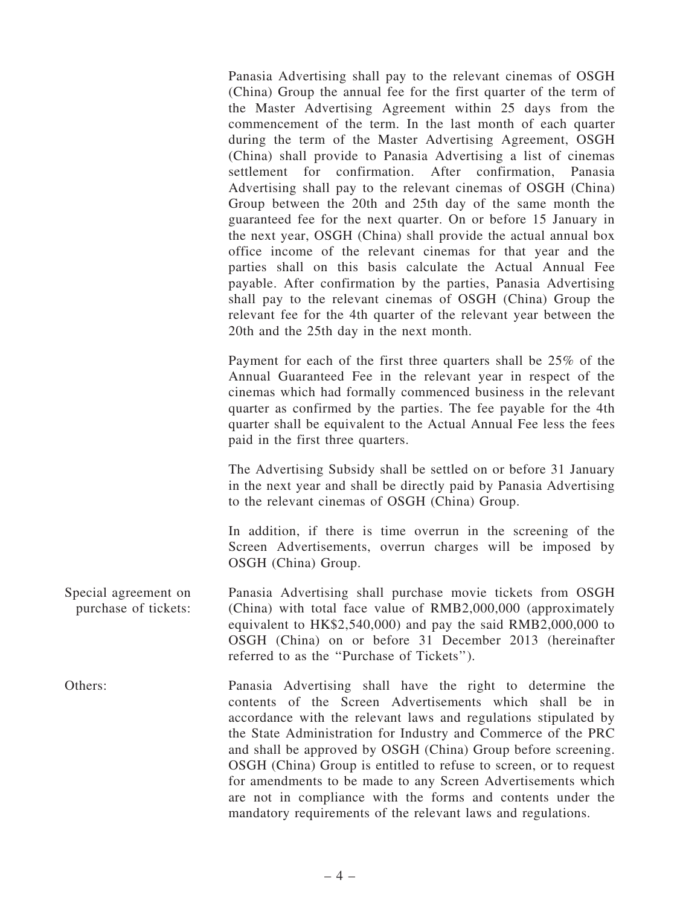Panasia Advertising shall pay to the relevant cinemas of OSGH (China) Group the annual fee for the first quarter of the term of the Master Advertising Agreement within 25 days from the commencement of the term. In the last month of each quarter during the term of the Master Advertising Agreement, OSGH (China) shall provide to Panasia Advertising a list of cinemas settlement for confirmation. After confirmation, Panasia Advertising shall pay to the relevant cinemas of OSGH (China) Group between the 20th and 25th day of the same month the guaranteed fee for the next quarter. On or before 15 January in the next year, OSGH (China) shall provide the actual annual box office income of the relevant cinemas for that year and the parties shall on this basis calculate the Actual Annual Fee payable. After confirmation by the parties, Panasia Advertising shall pay to the relevant cinemas of OSGH (China) Group the relevant fee for the 4th quarter of the relevant year between the 20th and the 25th day in the next month.

Payment for each of the first three quarters shall be 25% of the Annual Guaranteed Fee in the relevant year in respect of the cinemas which had formally commenced business in the relevant quarter as confirmed by the parties. The fee payable for the 4th quarter shall be equivalent to the Actual Annual Fee less the fees paid in the first three quarters.

The Advertising Subsidy shall be settled on or before 31 January in the next year and shall be directly paid by Panasia Advertising to the relevant cinemas of OSGH (China) Group.

In addition, if there is time overrun in the screening of the Screen Advertisements, overrun charges will be imposed by OSGH (China) Group.

Special agreement on purchase of tickets: Panasia Advertising shall purchase movie tickets from OSGH (China) with total face value of RMB2,000,000 (approximately equivalent to HK$2,540,000) and pay the said RMB2,000,000 to OSGH (China) on or before 31 December 2013 (hereinafter referred to as the "Purchase of Tickets").

Others: Panasia Advertising shall have the right to determine the contents of the Screen Advertisements which shall be in accordance with the relevant laws and regulations stipulated by the State Administration for Industry and Commerce of the PRC and shall be approved by OSGH (China) Group before screening. OSGH (China) Group is entitled to refuse to screen, or to request for amendments to be made to any Screen Advertisements which are not in compliance with the forms and contents under the mandatory requirements of the relevant laws and regulations.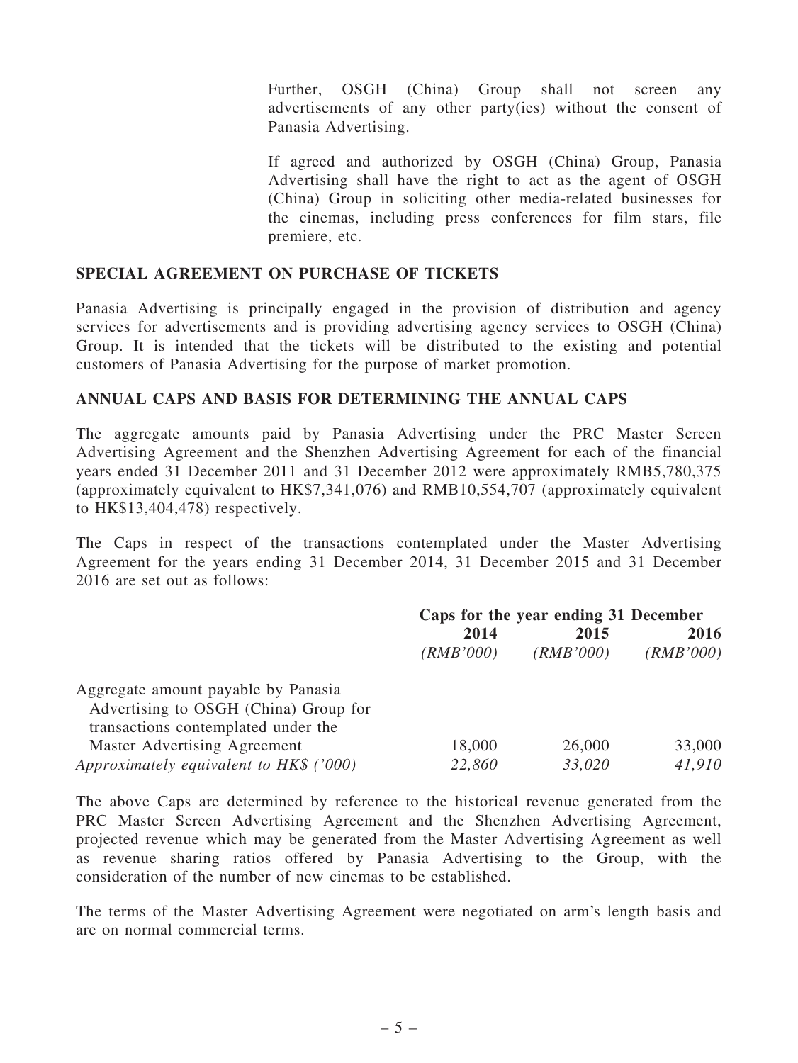Further, OSGH (China) Group shall not screen any advertisements of any other party(ies) without the consent of Panasia Advertising.

If agreed and authorized by OSGH (China) Group, Panasia Advertising shall have the right to act as the agent of OSGH (China) Group in soliciting other media-related businesses for the cinemas, including press conferences for film stars, file premiere, etc.

## SPECIAL AGREEMENT ON PURCHASE OF TICKETS

Panasia Advertising is principally engaged in the provision of distribution and agency services for advertisements and is providing advertising agency services to OSGH (China) Group. It is intended that the tickets will be distributed to the existing and potential customers of Panasia Advertising for the purpose of market promotion.

## ANNUAL CAPS AND BASIS FOR DETERMINING THE ANNUAL CAPS

The aggregate amounts paid by Panasia Advertising under the PRC Master Screen Advertising Agreement and the Shenzhen Advertising Agreement for each of the financial years ended 31 December 2011 and 31 December 2012 were approximately RMB5,780,375 (approximately equivalent to HK$7,341,076) and RMB10,554,707 (approximately equivalent to HK$13,404,478) respectively.

The Caps in respect of the transactions contemplated under the Master Advertising Agreement for the years ending 31 December 2014, 31 December 2015 and 31 December 2016 are set out as follows:

| | **Caps for the year ending 31 December** | | |
|---|---|---|---|
| | **2014** | **2015** | **2016** |
| | *(RMB'000)* | *(RMB'000)* | *(RMB'000)* |
| Aggregate amount payable by Panasia Advertising to OSGH (China) Group for transactions contemplated under the Master Advertising Agreement | 18,000 | 26,000 | 33,000 |
| *Approximately equivalent to HK$ ('000)* | *22,860* | *33,020* | *41,910* |

The above Caps are determined by reference to the historical revenue generated from the PRC Master Screen Advertising Agreement and the Shenzhen Advertising Agreement, projected revenue which may be generated from the Master Advertising Agreement as well as revenue sharing ratios offered by Panasia Advertising to the Group, with the consideration of the number of new cinemas to be established.

The terms of the Master Advertising Agreement were negotiated on arm's length basis and are on normal commercial terms.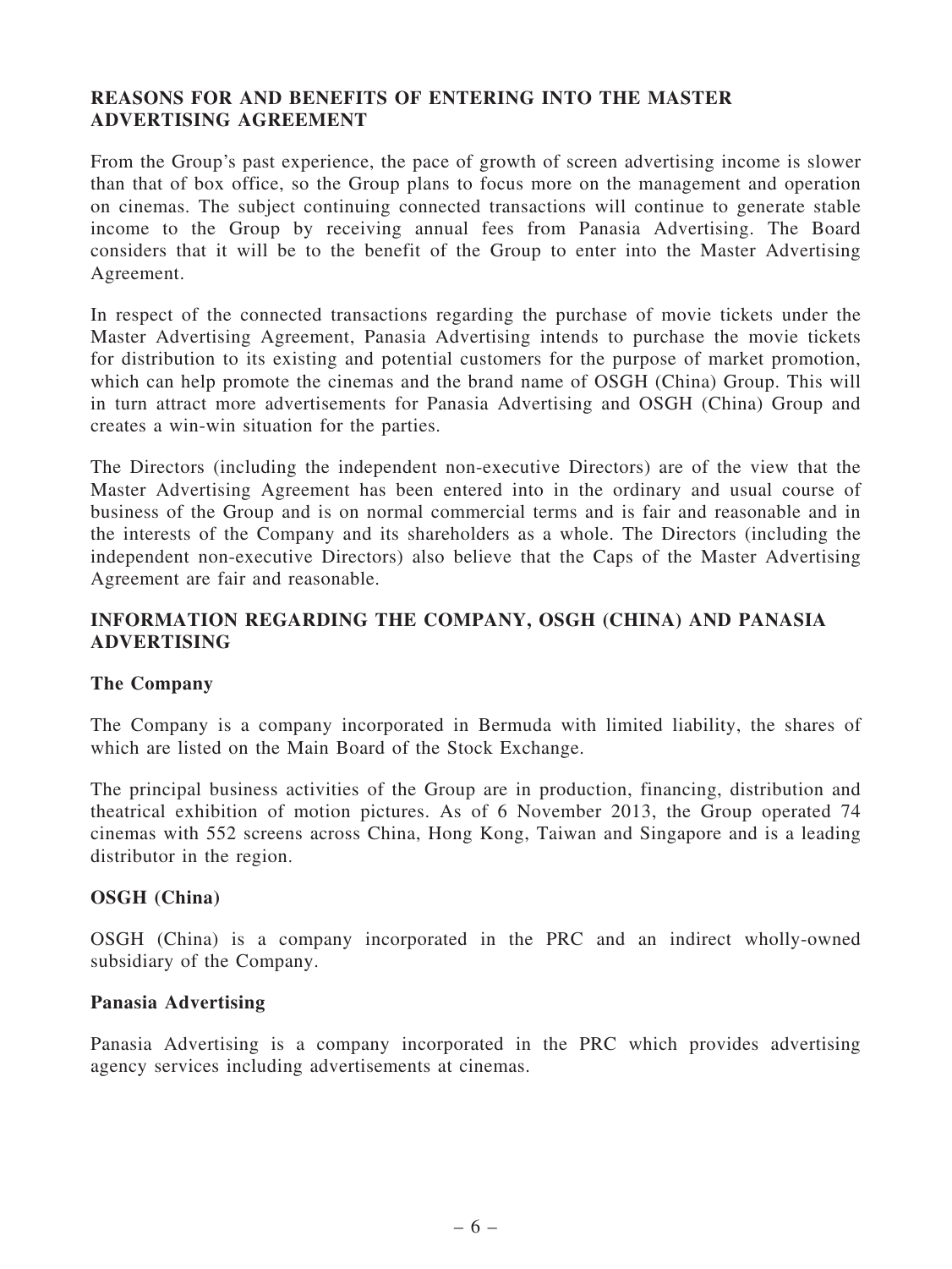## REASONS FOR AND BENEFITS OF ENTERING INTO THE MASTER ADVERTISING AGREEMENT

From the Group's past experience, the pace of growth of screen advertising income is slower than that of box office, so the Group plans to focus more on the management and operation on cinemas. The subject continuing connected transactions will continue to generate stable income to the Group by receiving annual fees from Panasia Advertising. The Board considers that it will be to the benefit of the Group to enter into the Master Advertising Agreement.

In respect of the connected transactions regarding the purchase of movie tickets under the Master Advertising Agreement, Panasia Advertising intends to purchase the movie tickets for distribution to its existing and potential customers for the purpose of market promotion, which can help promote the cinemas and the brand name of OSGH (China) Group. This will in turn attract more advertisements for Panasia Advertising and OSGH (China) Group and creates a win-win situation for the parties.

The Directors (including the independent non-executive Directors) are of the view that the Master Advertising Agreement has been entered into in the ordinary and usual course of business of the Group and is on normal commercial terms and is fair and reasonable and in the interests of the Company and its shareholders as a whole. The Directors (including the independent non-executive Directors) also believe that the Caps of the Master Advertising Agreement are fair and reasonable.

## INFORMATION REGARDING THE COMPANY, OSGH (CHINA) AND PANASIA ADVERTISING

### The Company

The Company is a company incorporated in Bermuda with limited liability, the shares of which are listed on the Main Board of the Stock Exchange.

The principal business activities of the Group are in production, financing, distribution and theatrical exhibition of motion pictures. As of 6 November 2013, the Group operated 74 cinemas with 552 screens across China, Hong Kong, Taiwan and Singapore and is a leading distributor in the region.

### OSGH (China)

OSGH (China) is a company incorporated in the PRC and an indirect wholly-owned subsidiary of the Company.

### Panasia Advertising

Panasia Advertising is a company incorporated in the PRC which provides advertising agency services including advertisements at cinemas.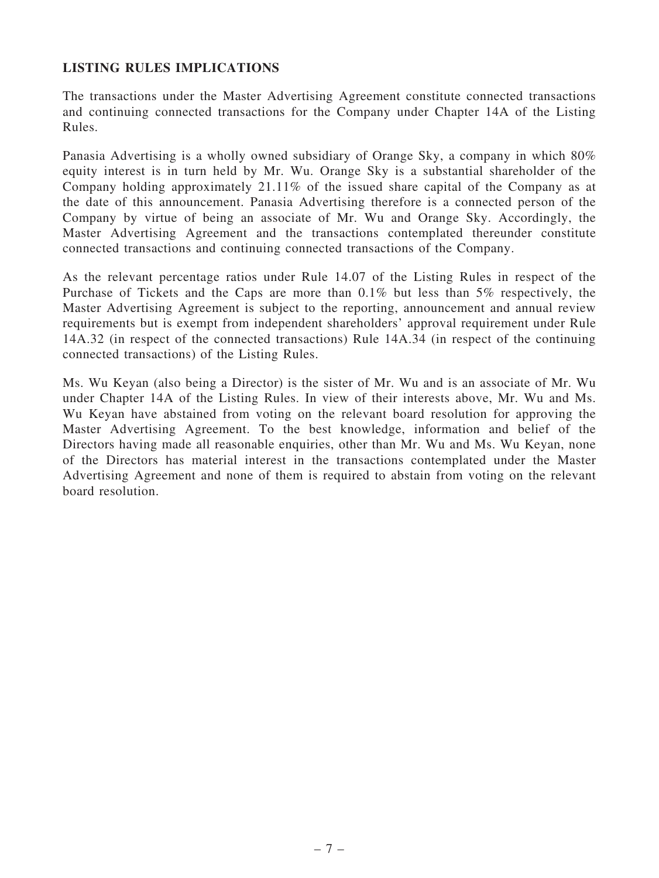## LISTING RULES IMPLICATIONS

The transactions under the Master Advertising Agreement constitute connected transactions and continuing connected transactions for the Company under Chapter 14A of the Listing Rules.

Panasia Advertising is a wholly owned subsidiary of Orange Sky, a company in which 80% equity interest is in turn held by Mr. Wu. Orange Sky is a substantial shareholder of the Company holding approximately 21.11% of the issued share capital of the Company as at the date of this announcement. Panasia Advertising therefore is a connected person of the Company by virtue of being an associate of Mr. Wu and Orange Sky. Accordingly, the Master Advertising Agreement and the transactions contemplated thereunder constitute connected transactions and continuing connected transactions of the Company.

As the relevant percentage ratios under Rule 14.07 of the Listing Rules in respect of the Purchase of Tickets and the Caps are more than 0.1% but less than 5% respectively, the Master Advertising Agreement is subject to the reporting, announcement and annual review requirements but is exempt from independent shareholders' approval requirement under Rule 14A.32 (in respect of the connected transactions) Rule 14A.34 (in respect of the continuing connected transactions) of the Listing Rules.

Ms. Wu Keyan (also being a Director) is the sister of Mr. Wu and is an associate of Mr. Wu under Chapter 14A of the Listing Rules. In view of their interests above, Mr. Wu and Ms. Wu Keyan have abstained from voting on the relevant board resolution for approving the Master Advertising Agreement. To the best knowledge, information and belief of the Directors having made all reasonable enquiries, other than Mr. Wu and Ms. Wu Keyan, none of the Directors has material interest in the transactions contemplated under the Master Advertising Agreement and none of them is required to abstain from voting on the relevant board resolution.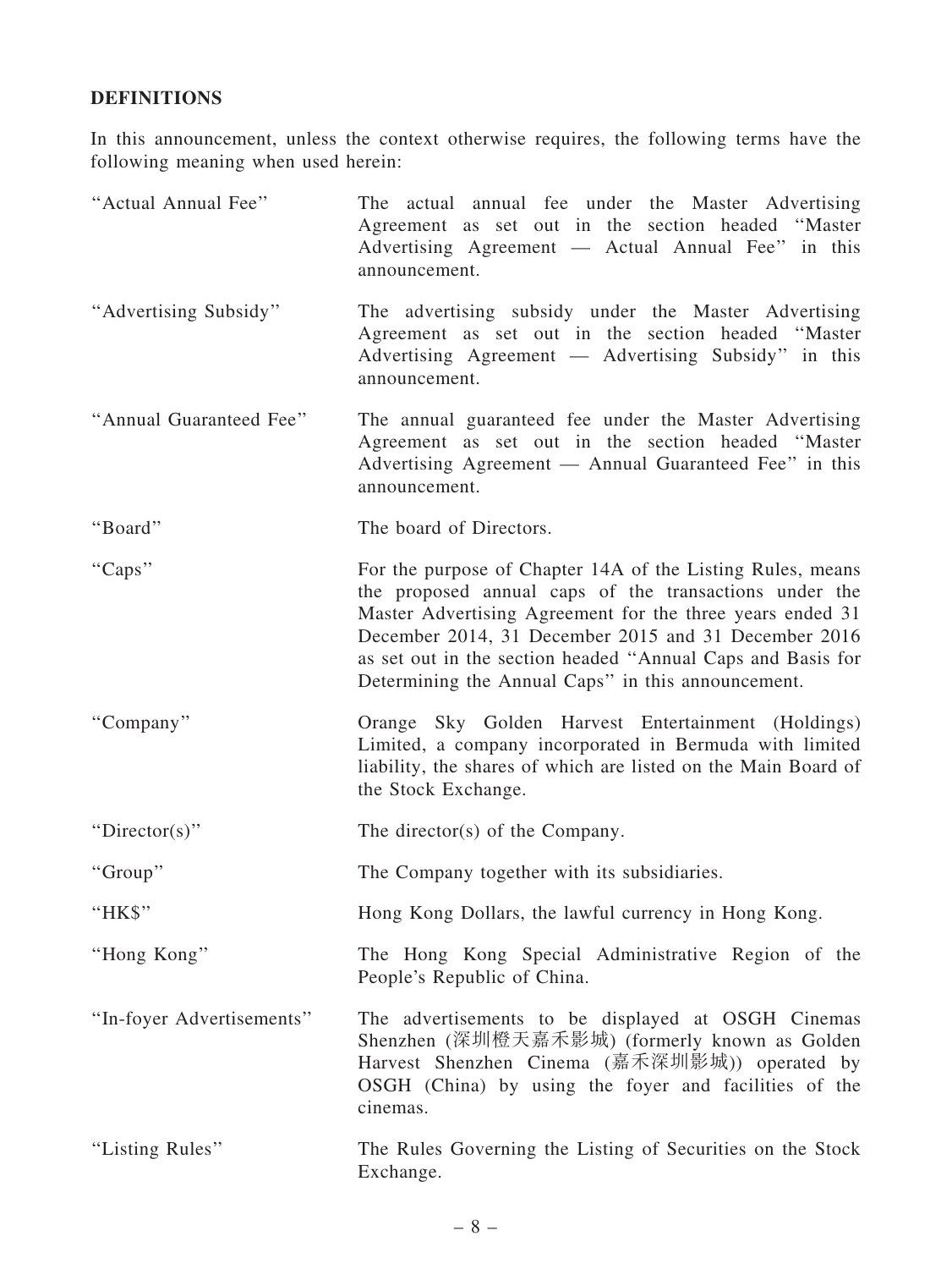## DEFINITIONS

In this announcement, unless the context otherwise requires, the following terms have the following meaning when used herein:

| | |
|---|---|
| "Actual Annual Fee" | The actual annual fee under the Master Advertising Agreement as set out in the section headed "Master Advertising Agreement — Actual Annual Fee" in this announcement. |
| "Advertising Subsidy" | The advertising subsidy under the Master Advertising Agreement as set out in the section headed "Master Advertising Agreement — Advertising Subsidy" in this announcement. |
| "Annual Guaranteed Fee" | The annual guaranteed fee under the Master Advertising Agreement as set out in the section headed "Master Advertising Agreement — Annual Guaranteed Fee" in this announcement. |
| "Board" | The board of Directors. |
| "Caps" | For the purpose of Chapter 14A of the Listing Rules, means the proposed annual caps of the transactions under the Master Advertising Agreement for the three years ended 31 December 2014, 31 December 2015 and 31 December 2016 as set out in the section headed "Annual Caps and Basis for Determining the Annual Caps" in this announcement. |
| "Company" | Orange Sky Golden Harvest Entertainment (Holdings) Limited, a company incorporated in Bermuda with limited liability, the shares of which are listed on the Main Board of the Stock Exchange. |
| "Director(s)" | The director(s) of the Company. |
| "Group" | The Company together with its subsidiaries. |
| "HK$" | Hong Kong Dollars, the lawful currency in Hong Kong. |
| "Hong Kong" | The Hong Kong Special Administrative Region of the People's Republic of China. |
| "In-foyer Advertisements" | The advertisements to be displayed at OSGH Cinemas Shenzhen (深圳橙天嘉禾影城) (formerly known as Golden Harvest Shenzhen Cinema (嘉禾深圳影城)) operated by OSGH (China) by using the foyer and facilities of the cinemas. |
| "Listing Rules" | The Rules Governing the Listing of Securities on the Stock Exchange. |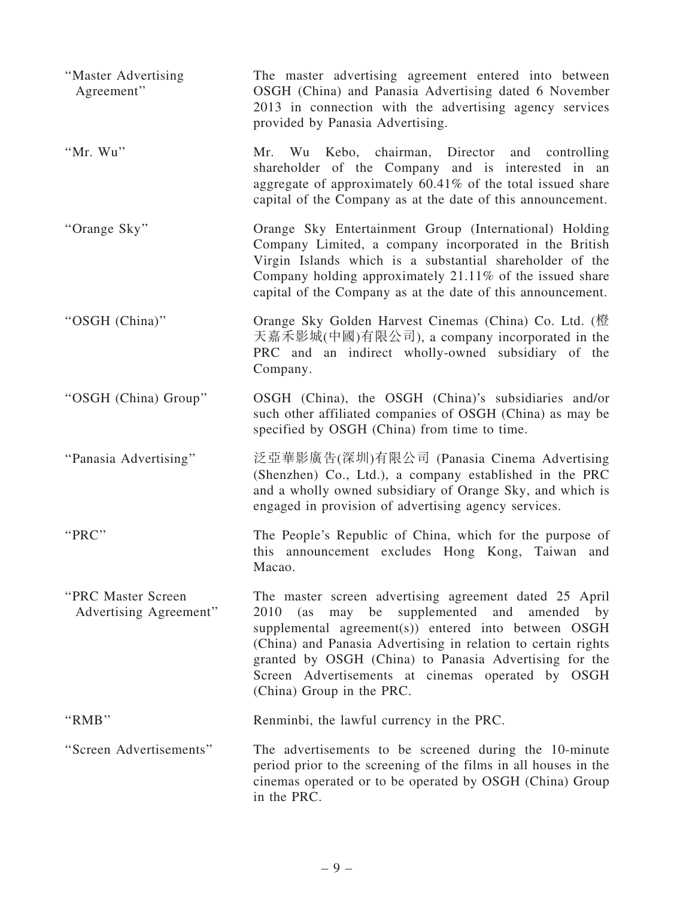| | |
|---|---|
| "Master Advertising Agreement" | The master advertising agreement entered into between OSGH (China) and Panasia Advertising dated 6 November 2013 in connection with the advertising agency services provided by Panasia Advertising. |
| "Mr. Wu" | Mr. Wu Kebo, chairman, Director and controlling shareholder of the Company and is interested in an aggregate of approximately 60.41% of the total issued share capital of the Company as at the date of this announcement. |
| "Orange Sky" | Orange Sky Entertainment Group (International) Holding Company Limited, a company incorporated in the British Virgin Islands which is a substantial shareholder of the Company holding approximately 21.11% of the issued share capital of the Company as at the date of this announcement. |
| "OSGH (China)" | Orange Sky Golden Harvest Cinemas (China) Co. Ltd. (橙天嘉禾影城(中國)有限公司), a company incorporated in the PRC and an indirect wholly-owned subsidiary of the Company. |
| "OSGH (China) Group" | OSGH (China), the OSGH (China)'s subsidiaries and/or such other affiliated companies of OSGH (China) as may be specified by OSGH (China) from time to time. |
| "Panasia Advertising" | 泛亞華影廣告(深圳)有限公司 (Panasia Cinema Advertising (Shenzhen) Co., Ltd.), a company established in the PRC and a wholly owned subsidiary of Orange Sky, and which is engaged in provision of advertising agency services. |
| "PRC" | The People's Republic of China, which for the purpose of this announcement excludes Hong Kong, Taiwan and Macao. |
| "PRC Master Screen Advertising Agreement" | The master screen advertising agreement dated 25 April 2010 (as may be supplemented and amended by supplemental agreement(s)) entered into between OSGH (China) and Panasia Advertising in relation to certain rights granted by OSGH (China) to Panasia Advertising for the Screen Advertisements at cinemas operated by OSGH (China) Group in the PRC. |
| "RMB" | Renminbi, the lawful currency in the PRC. |
| "Screen Advertisements" | The advertisements to be screened during the 10-minute period prior to the screening of the films in all houses in the cinemas operated or to be operated by OSGH (China) Group in the PRC. |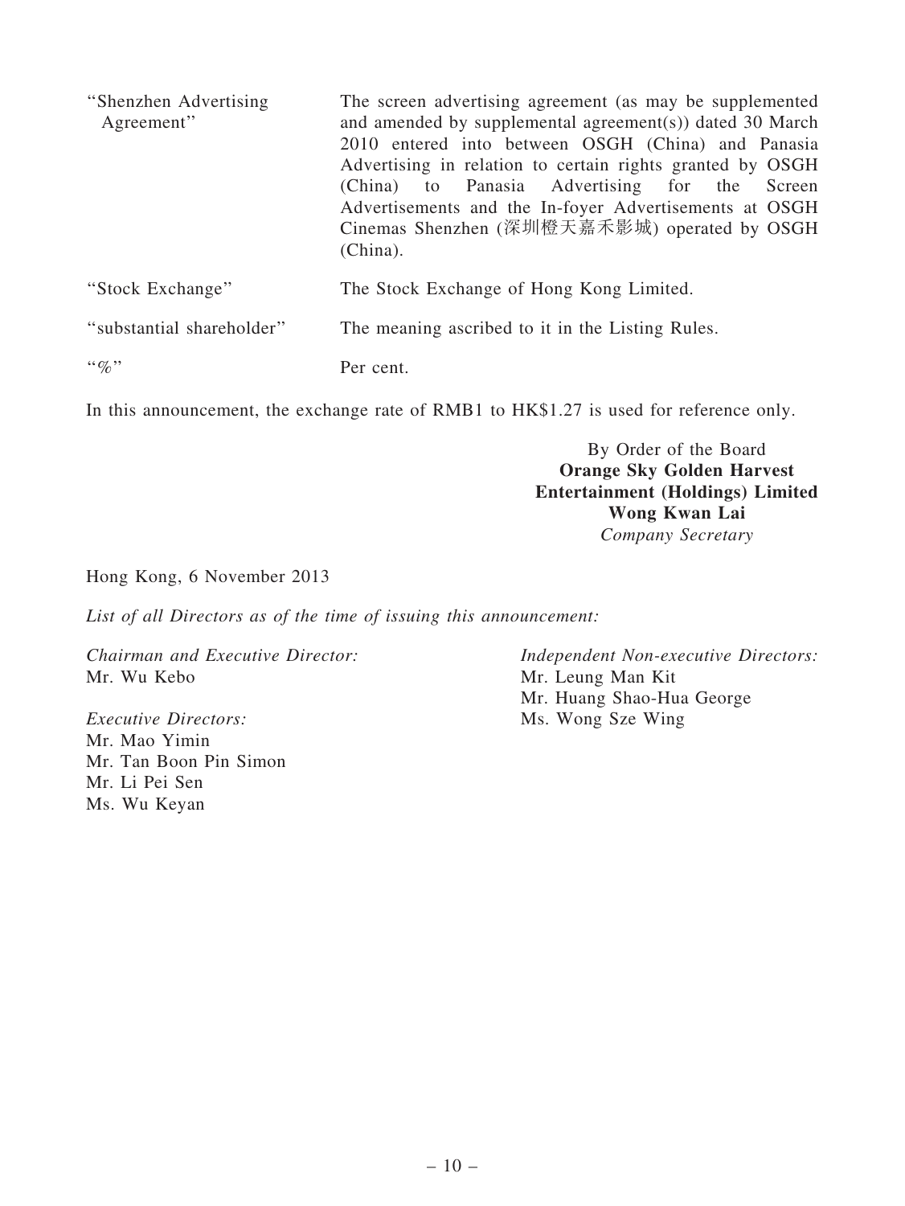| | |
|---|---|
| "Shenzhen Advertising Agreement" | The screen advertising agreement (as may be supplemented and amended by supplemental agreement(s)) dated 30 March 2010 entered into between OSGH (China) and Panasia Advertising in relation to certain rights granted by OSGH (China) to Panasia Advertising for the Screen Advertisements and the In-foyer Advertisements at OSGH Cinemas Shenzhen (深圳橙天嘉禾影城) operated by OSGH (China). |
| "Stock Exchange" | The Stock Exchange of Hong Kong Limited. |
| "substantial shareholder" | The meaning ascribed to it in the Listing Rules. |
| "%" | Per cent. |

In this announcement, the exchange rate of RMB1 to HK$1.27 is used for reference only.

By Order of the Board
**Orange Sky Golden Harvest Entertainment (Holdings) Limited**
**Wong Kwan Lai**
*Company Secretary*

Hong Kong, 6 November 2013

*List of all Directors as of the time of issuing this announcement:*

*Chairman and Executive Director:*
Mr. Wu Kebo

*Executive Directors:*
Mr. Mao Yimin
Mr. Tan Boon Pin Simon
Mr. Li Pei Sen
Ms. Wu Keyan

*Independent Non-executive Directors:*
Mr. Leung Man Kit
Mr. Huang Shao-Hua George
Ms. Wong Sze Wing